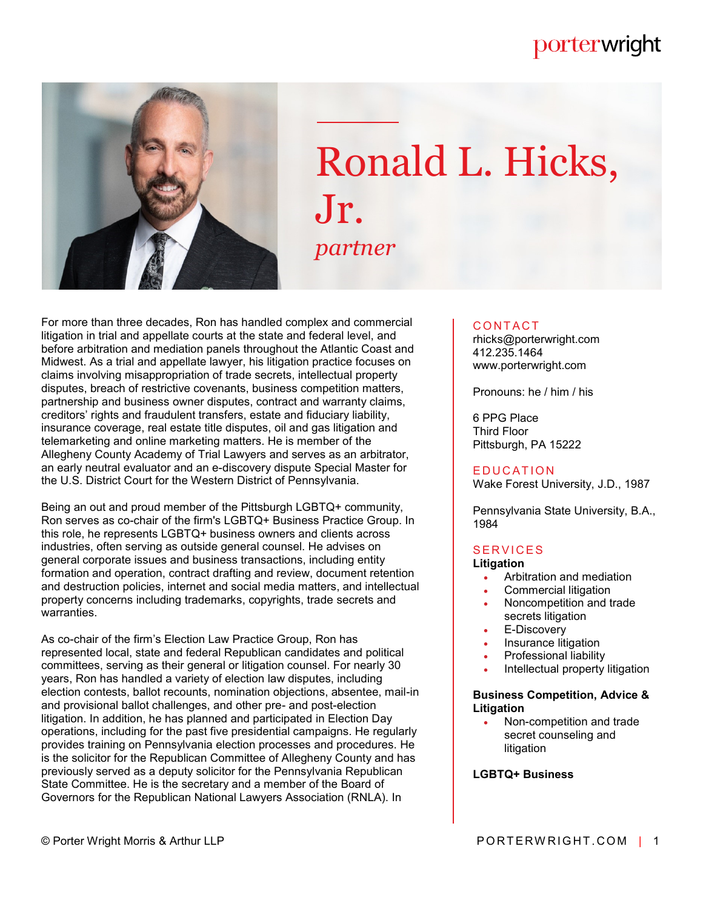# Ronald L. Hicks, Jr.

*partner*

For more than three decades, Ron has handled complex and commercial litigation in trial and appellate courts at the state and federal level, and before arbitration and mediation panels throughout the Atlantic Coast and Midwest. As a trial and appellate lawyer, his litigation practice focuses on claims involving misappropriation of trade secrets, intellectual property disputes, breach of restrictive covenants, business competition matters, partnership and business owner disputes, contract and warranty claims, creditors' rights and fraudulent transfers, estate and fiduciary liability, insurance coverage, real estate title disputes, oil and gas litigation and telemarketing and online marketing matters. He is member of the Allegheny County Academy of Trial Lawyers and serves as an arbitrator, an early neutral evaluator and an e-discovery dispute Special Master for the U.S. District Court for the Western District of Pennsylvania.

Being an out and proud member of the Pittsburgh LGBTQ+ community, Ron serves as co-chair of the firm's LGBTQ+ Business Practice Group. In this role, he represents LGBTQ+ business owners and clients across industries, often serving as outside general counsel. He advises on general corporate issues and business transactions, including entity formation and operation, contract drafting and review, document retention and destruction policies, internet and social media matters, and intellectual property concerns including trademarks, copyrights, trade secrets and warranties.

As co-chair of the firm's Election Law Practice Group, Ron has represented local, state and federal Republican candidates and political committees, serving as their general or litigation counsel. For nearly 30 years, Ron has handled a variety of election law disputes, including election contests, ballot recounts, nomination objections, absentee, mail-in and provisional ballot challenges, and other pre- and post-election litigation. In addition, he has planned and participated in Election Day operations, including for the past five presidential campaigns. He regularly provides training on Pennsylvania election processes and procedures. He is the solicitor for the Republican Committee of Allegheny County and has previously served as a deputy solicitor for the Pennsylvania Republican State Committee. He is the secretary and a member of the Board of Governors for the Republican National Lawyers Association (RNLA). In

## CONTACT

rhicks@porterwright.com
412.235.1464
www.porterwright.com

Pronouns: he / him / his

6 PPG Place
Third Floor
Pittsburgh, PA 15222

## EDUCATION

Wake Forest University, J.D., 1987

Pennsylvania State University, B.A., 1984

## SERVICES

**Litigation**

- Arbitration and mediation
- Commercial litigation
- Noncompetition and trade secrets litigation
- E-Discovery
- Insurance litigation
- Professional liability
- Intellectual property litigation

**Business Competition, Advice & Litigation**

- Non-competition and trade secret counseling and litigation

**LGBTQ+ Business**

© Porter Wright Morris & Arthur LLP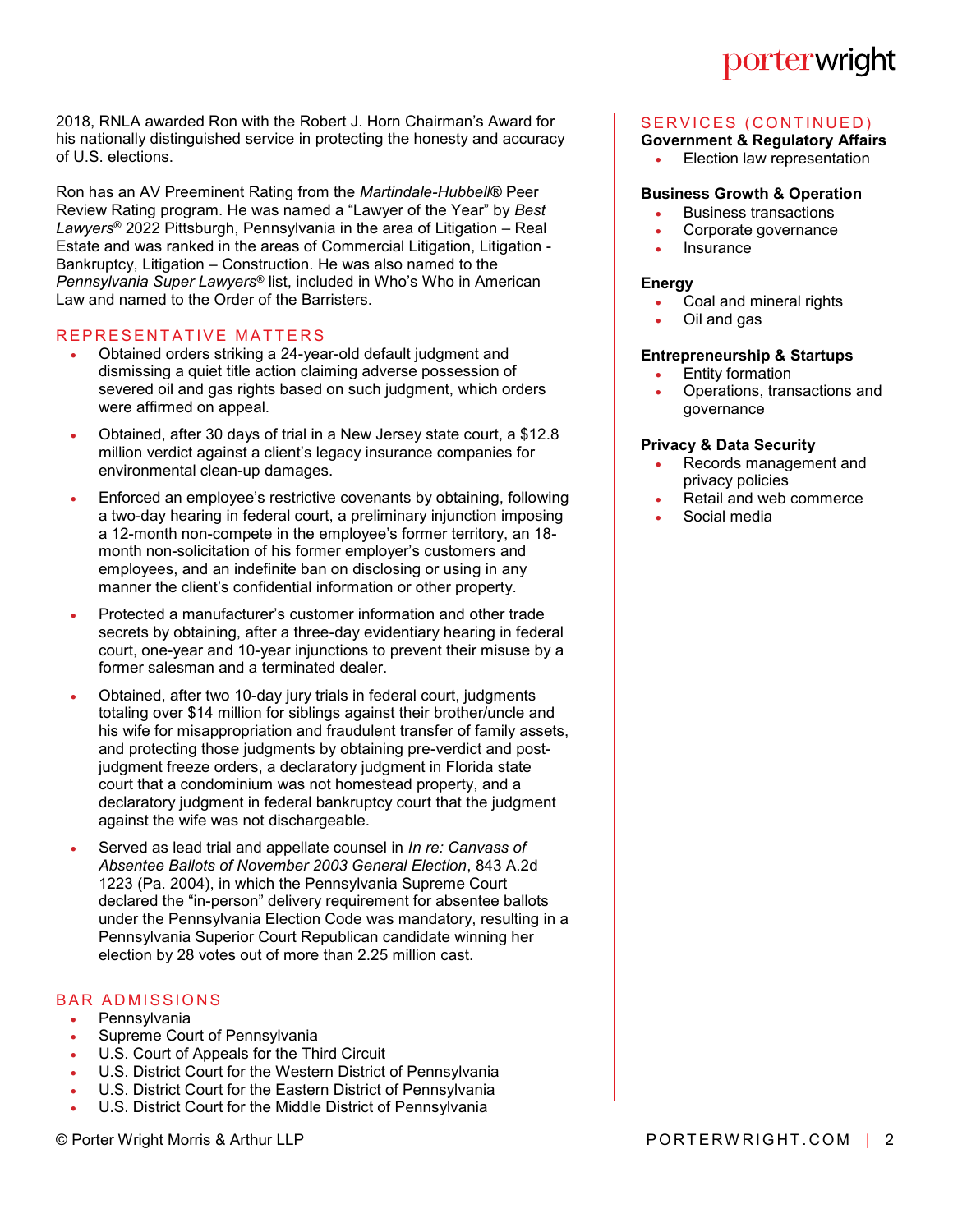2018, RNLA awarded Ron with the Robert J. Horn Chairman's Award for his nationally distinguished service in protecting the honesty and accuracy of U.S. elections.

Ron has an AV Preeminent Rating from the *Martindale-Hubbell*® Peer Review Rating program. He was named a "Lawyer of the Year" by *Best Lawyers*® 2022 Pittsburgh, Pennsylvania in the area of Litigation – Real Estate and was ranked in the areas of Commercial Litigation, Litigation - Bankruptcy, Litigation – Construction. He was also named to the *Pennsylvania Super Lawyers*® list, included in Who's Who in American Law and named to the Order of the Barristers.

## REPRESENTATIVE MATTERS

- Obtained orders striking a 24-year-old default judgment and dismissing a quiet title action claiming adverse possession of severed oil and gas rights based on such judgment, which orders were affirmed on appeal.
- Obtained, after 30 days of trial in a New Jersey state court, a $12.8 million verdict against a client's legacy insurance companies for environmental clean-up damages.
- Enforced an employee's restrictive covenants by obtaining, following a two-day hearing in federal court, a preliminary injunction imposing a 12-month non-compete in the employee's former territory, an 18-month non-solicitation of his former employer's customers and employees, and an indefinite ban on disclosing or using in any manner the client's confidential information or other property.
- Protected a manufacturer's customer information and other trade secrets by obtaining, after a three-day evidentiary hearing in federal court, one-year and 10-year injunctions to prevent their misuse by a former salesman and a terminated dealer.
- Obtained, after two 10-day jury trials in federal court, judgments totaling over $14 million for siblings against their brother/uncle and his wife for misappropriation and fraudulent transfer of family assets, and protecting those judgments by obtaining pre-verdict and post-judgment freeze orders, a declaratory judgment in Florida state court that a condominium was not homestead property, and a declaratory judgment in federal bankruptcy court that the judgment against the wife was not dischargeable.
- Served as lead trial and appellate counsel in *In re: Canvass of Absentee Ballots of November 2003 General Election*, 843 A.2d 1223 (Pa. 2004), in which the Pennsylvania Supreme Court declared the "in-person" delivery requirement for absentee ballots under the Pennsylvania Election Code was mandatory, resulting in a Pennsylvania Superior Court Republican candidate winning her election by 28 votes out of more than 2.25 million cast.

## BAR ADMISSIONS

- Pennsylvania
- Supreme Court of Pennsylvania
- U.S. Court of Appeals for the Third Circuit
- U.S. District Court for the Western District of Pennsylvania
- U.S. District Court for the Eastern District of Pennsylvania
- U.S. District Court for the Middle District of Pennsylvania

## SERVICES (CONTINUED)

**Government & Regulatory Affairs**

- Election law representation

**Business Growth & Operation**

- Business transactions
- Corporate governance
- Insurance

**Energy**

- Coal and mineral rights
- Oil and gas

**Entrepreneurship & Startups**

- Entity formation
- Operations, transactions and governance

**Privacy & Data Security**

- Records management and privacy policies
- Retail and web commerce
- Social media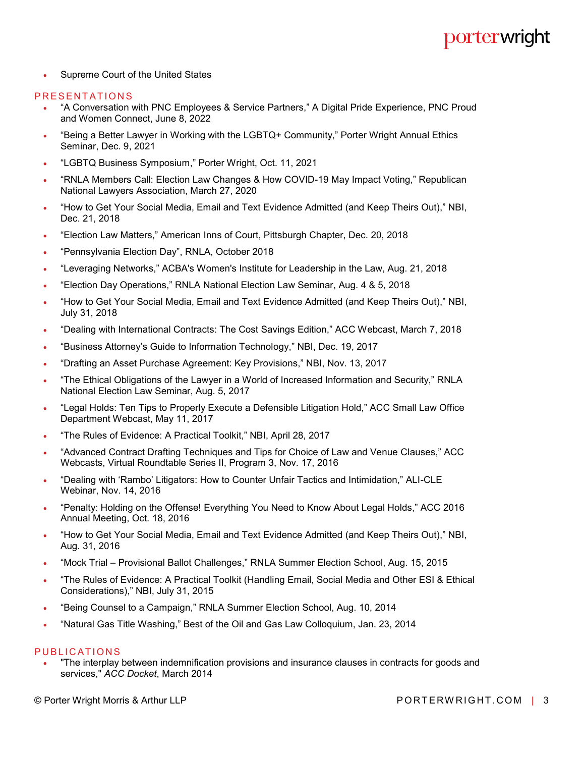- Supreme Court of the United States

## PRESENTATIONS

- “A Conversation with PNC Employees & Service Partners,” A Digital Pride Experience, PNC Proud and Women Connect, June 8, 2022
- “Being a Better Lawyer in Working with the LGBTQ+ Community,” Porter Wright Annual Ethics Seminar, Dec. 9, 2021
- “LGBTQ Business Symposium,” Porter Wright, Oct. 11, 2021
- “RNLA Members Call: Election Law Changes & How COVID-19 May Impact Voting,” Republican National Lawyers Association, March 27, 2020
- “How to Get Your Social Media, Email and Text Evidence Admitted (and Keep Theirs Out),” NBI, Dec. 21, 2018
- “Election Law Matters,” American Inns of Court, Pittsburgh Chapter, Dec. 20, 2018
- “Pennsylvania Election Day”, RNLA, October 2018
- “Leveraging Networks,” ACBA's Women's Institute for Leadership in the Law, Aug. 21, 2018
- “Election Day Operations,” RNLA National Election Law Seminar, Aug. 4 & 5, 2018
- “How to Get Your Social Media, Email and Text Evidence Admitted (and Keep Theirs Out),” NBI, July 31, 2018
- “Dealing with International Contracts: The Cost Savings Edition,” ACC Webcast, March 7, 2018
- “Business Attorney’s Guide to Information Technology,” NBI, Dec. 19, 2017
- “Drafting an Asset Purchase Agreement: Key Provisions,” NBI, Nov. 13, 2017
- “The Ethical Obligations of the Lawyer in a World of Increased Information and Security,” RNLA National Election Law Seminar, Aug. 5, 2017
- “Legal Holds: Ten Tips to Properly Execute a Defensible Litigation Hold,” ACC Small Law Office Department Webcast, May 11, 2017
- “The Rules of Evidence: A Practical Toolkit,” NBI, April 28, 2017
- “Advanced Contract Drafting Techniques and Tips for Choice of Law and Venue Clauses,” ACC Webcasts, Virtual Roundtable Series II, Program 3, Nov. 17, 2016
- “Dealing with ‘Rambo’ Litigators: How to Counter Unfair Tactics and Intimidation,” ALI-CLE Webinar, Nov. 14, 2016
- “Penalty: Holding on the Offense! Everything You Need to Know About Legal Holds,” ACC 2016 Annual Meeting, Oct. 18, 2016
- “How to Get Your Social Media, Email and Text Evidence Admitted (and Keep Theirs Out),” NBI, Aug. 31, 2016
- “Mock Trial – Provisional Ballot Challenges,” RNLA Summer Election School, Aug. 15, 2015
- “The Rules of Evidence: A Practical Toolkit (Handling Email, Social Media and Other ESI & Ethical Considerations),” NBI, July 31, 2015
- “Being Counsel to a Campaign,” RNLA Summer Election School, Aug. 10, 2014
- “Natural Gas Title Washing,” Best of the Oil and Gas Law Colloquium, Jan. 23, 2014

## PUBLICATIONS

- "The interplay between indemnification provisions and insurance clauses in contracts for goods and services," *ACC Docket*, March 2014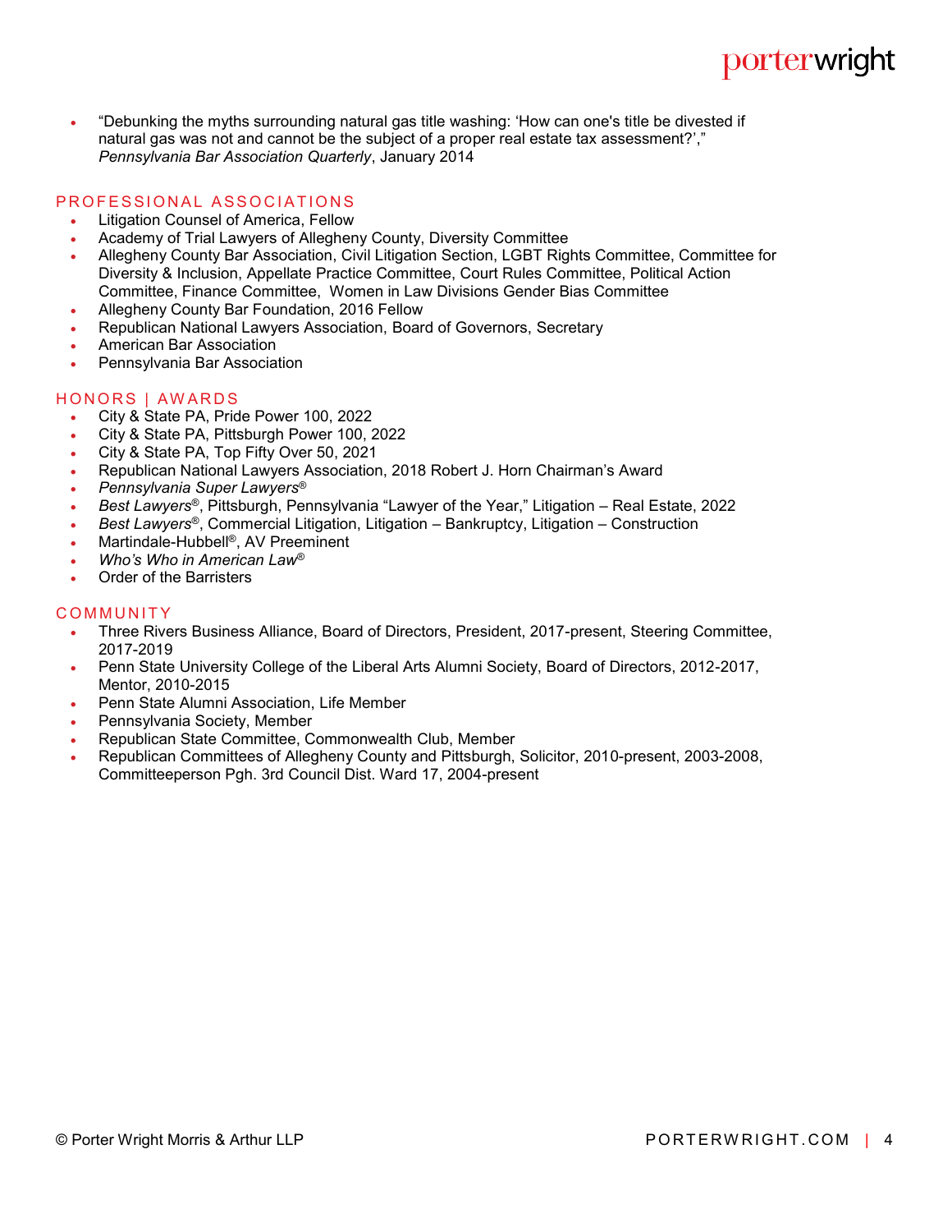- "Debunking the myths surrounding natural gas title washing: 'How can one's title be divested if natural gas was not and cannot be the subject of a proper real estate tax assessment?'," *Pennsylvania Bar Association Quarterly*, January 2014

## PROFESSIONAL ASSOCIATIONS

- Litigation Counsel of America, Fellow
- Academy of Trial Lawyers of Allegheny County, Diversity Committee
- Allegheny County Bar Association, Civil Litigation Section, LGBT Rights Committee, Committee for Diversity & Inclusion, Appellate Practice Committee, Court Rules Committee, Political Action Committee, Finance Committee, Women in Law Divisions Gender Bias Committee
- Allegheny County Bar Foundation, 2016 Fellow
- Republican National Lawyers Association, Board of Governors, Secretary
- American Bar Association
- Pennsylvania Bar Association

## HONORS | AWARDS

- City & State PA, Pride Power 100, 2022
- City & State PA, Pittsburgh Power 100, 2022
- City & State PA, Top Fifty Over 50, 2021
- Republican National Lawyers Association, 2018 Robert J. Horn Chairman's Award
- *Pennsylvania Super Lawyers®*
- *Best Lawyers®*, Pittsburgh, Pennsylvania "Lawyer of the Year," Litigation – Real Estate, 2022
- *Best Lawyers®*, Commercial Litigation, Litigation – Bankruptcy, Litigation – Construction
- Martindale-Hubbell®, AV Preeminent
- *Who's Who in American Law®*
- Order of the Barristers

## COMMUNITY

- Three Rivers Business Alliance, Board of Directors, President, 2017-present, Steering Committee, 2017-2019
- Penn State University College of the Liberal Arts Alumni Society, Board of Directors, 2012-2017, Mentor, 2010-2015
- Penn State Alumni Association, Life Member
- Pennsylvania Society, Member
- Republican State Committee, Commonwealth Club, Member
- Republican Committees of Allegheny County and Pittsburgh, Solicitor, 2010-present, 2003-2008, Committeeperson Pgh. 3rd Council Dist. Ward 17, 2004-present